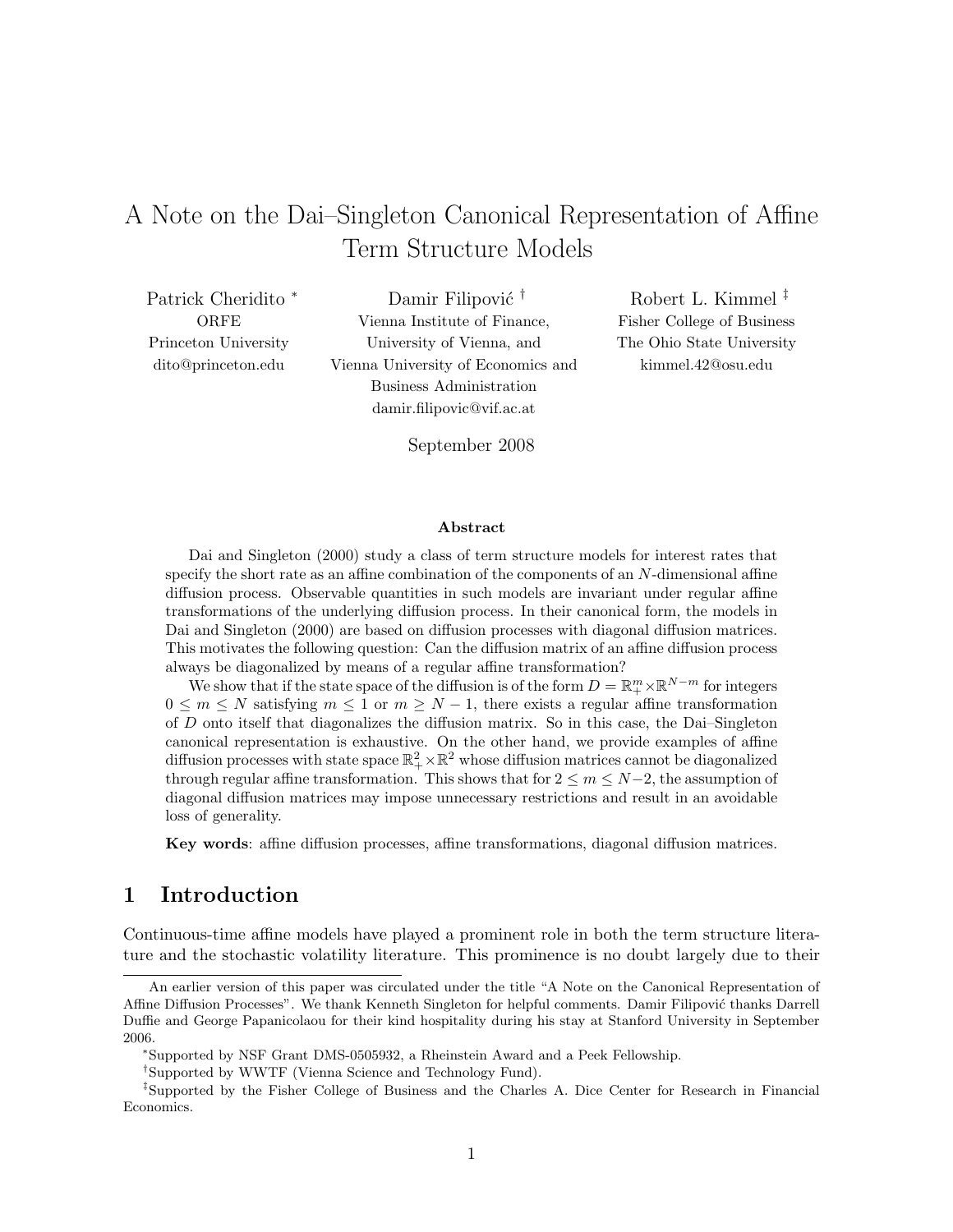# A Note on the Dai–Singleton Canonical Representation of Affine Term Structure Models

Patrick Cheridito [*]
ORFE
Princeton University
dito@princeton.edu

Damir Filipović [†]
Vienna Institute of Finance,
University of Vienna, and
Vienna University of Economics and Business Administration
damir.filipovic@vif.ac.at

Robert L. Kimmel [‡]
Fisher College of Business
The Ohio State University
kimmel.42@osu.edu

September 2008

### Abstract

Dai and Singleton (2000) study a class of term structure models for interest rates that specify the short rate as an affine combination of the components of an $N$-dimensional affine diffusion process. Observable quantities in such models are invariant under regular affine transformations of the underlying diffusion process. In their canonical form, the models in Dai and Singleton (2000) are based on diffusion processes with diagonal diffusion matrices. This motivates the following question: Can the diffusion matrix of an affine diffusion process always be diagonalized by means of a regular affine transformation?

We show that if the state space of the diffusion is of the form $D = \mathbb{R}^m_+ \times \mathbb{R}^{N-m}$ for integers $0 \leq m \leq N$ satisfying $m \leq 1$ or $m \geq N-1$, there exists a regular affine transformation of $D$ onto itself that diagonalizes the diffusion matrix. So in this case, the Dai–Singleton canonical representation is exhaustive. On the other hand, we provide examples of affine diffusion processes with state space $\mathbb{R}^2_+ \times \mathbb{R}^2$ whose diffusion matrices cannot be diagonalized through regular affine transformation. This shows that for $2 \leq m \leq N-2$, the assumption of diagonal diffusion matrices may impose unnecessary restrictions and result in an avoidable loss of generality.

**Key words**: affine diffusion processes, affine transformations, diagonal diffusion matrices.

## 1 Introduction

Continuous-time affine models have played a prominent role in both the term structure literature and the stochastic volatility literature. This prominence is no doubt largely due to their

---

An earlier version of this paper was circulated under the title "A Note on the Canonical Representation of Affine Diffusion Processes". We thank Kenneth Singleton for helpful comments. Damir Filipović thanks Darrell Duffie and George Papanicolaou for their kind hospitality during his stay at Stanford University in September 2006.

[*] Supported by NSF Grant DMS-0505932, a Rheinstein Award and a Peek Fellowship.

[†] Supported by WWTF (Vienna Science and Technology Fund).

[‡] Supported by the Fisher College of Business and the Charles A. Dice Center for Research in Financial Economics.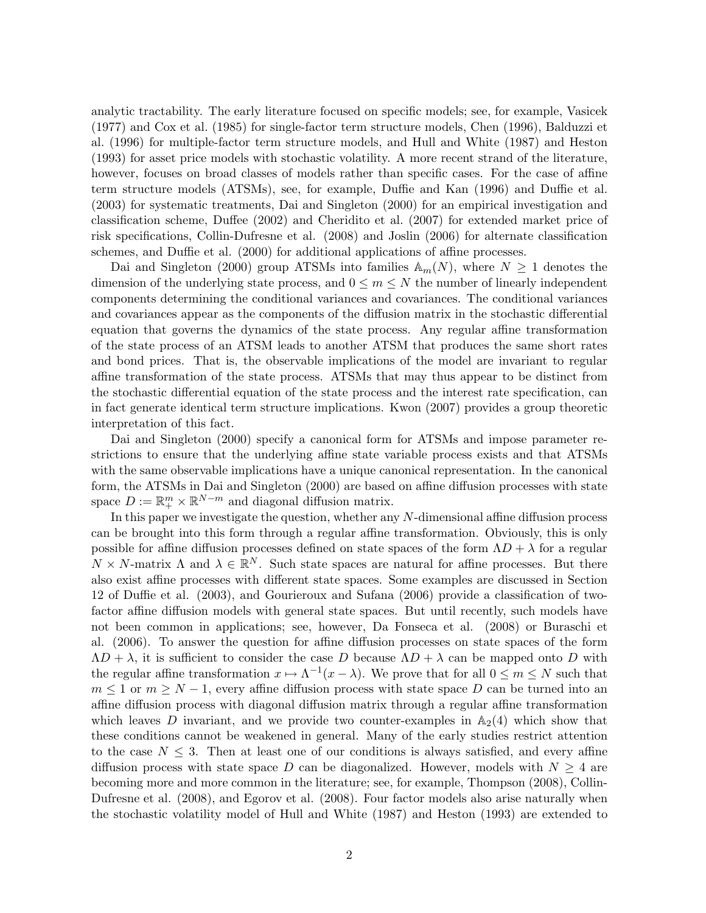analytic tractability. The early literature focused on specific models; see, for example, Vasicek (1977) and Cox et al. (1985) for single-factor term structure models, Chen (1996), Balduzzi et al. (1996) for multiple-factor term structure models, and Hull and White (1987) and Heston (1993) for asset price models with stochastic volatility. A more recent strand of the literature, however, focuses on broad classes of models rather than specific cases. For the case of affine term structure models (ATSMs), see, for example, Duffie and Kan (1996) and Duffie et al. (2003) for systematic treatments, Dai and Singleton (2000) for an empirical investigation and classification scheme, Duffee (2002) and Cheridito et al. (2007) for extended market price of risk specifications, Collin-Dufresne et al. (2008) and Joslin (2006) for alternate classification schemes, and Duffie et al. (2000) for additional applications of affine processes.

Dai and Singleton (2000) group ATSMs into families $\mathbb{A}_m(N)$, where $N \geq 1$ denotes the dimension of the underlying state process, and $0 \leq m \leq N$ the number of linearly independent components determining the conditional variances and covariances. The conditional variances and covariances appear as the components of the diffusion matrix in the stochastic differential equation that governs the dynamics of the state process. Any regular affine transformation of the state process of an ATSM leads to another ATSM that produces the same short rates and bond prices. That is, the observable implications of the model are invariant to regular affine transformation of the state process. ATSMs that may thus appear to be distinct from the stochastic differential equation of the state process and the interest rate specification, can in fact generate identical term structure implications. Kwon (2007) provides a group theoretic interpretation of this fact.

Dai and Singleton (2000) specify a canonical form for ATSMs and impose parameter restrictions to ensure that the underlying affine state variable process exists and that ATSMs with the same observable implications have a unique canonical representation. In the canonical form, the ATSMs in Dai and Singleton (2000) are based on affine diffusion processes with state space $D := \mathbb{R}^m_+ \times \mathbb{R}^{N-m}$ and diagonal diffusion matrix.

In this paper we investigate the question, whether any $N$-dimensional affine diffusion process can be brought into this form through a regular affine transformation. Obviously, this is only possible for affine diffusion processes defined on state spaces of the form $\Lambda D + \lambda$ for a regular $N \times N$-matrix $\Lambda$ and $\lambda \in \mathbb{R}^N$. Such state spaces are natural for affine processes. But there also exist affine processes with different state spaces. Some examples are discussed in Section 12 of Duffie et al. (2003), and Gourieroux and Sufana (2006) provide a classification of two-factor affine diffusion models with general state spaces. But until recently, such models have not been common in applications; see, however, Da Fonseca et al. (2008) or Buraschi et al. (2006). To answer the question for affine diffusion processes on state spaces of the form $\Lambda D + \lambda$, it is sufficient to consider the case $D$ because $\Lambda D + \lambda$ can be mapped onto $D$ with the regular affine transformation $x \mapsto \Lambda^{-1}(x - \lambda)$. We prove that for all $0 \leq m \leq N$ such that $m \leq 1$ or $m \geq N - 1$, every affine diffusion process with state space $D$ can be turned into an affine diffusion process with diagonal diffusion matrix through a regular affine transformation which leaves $D$ invariant, and we provide two counter-examples in $\mathbb{A}_2(4)$ which show that these conditions cannot be weakened in general. Many of the early studies restrict attention to the case $N \leq 3$. Then at least one of our conditions is always satisfied, and every affine diffusion process with state space $D$ can be diagonalized. However, models with $N \geq 4$ are becoming more and more common in the literature; see, for example, Thompson (2008), Collin-Dufresne et al. (2008), and Egorov et al. (2008). Four factor models also arise naturally when the stochastic volatility model of Hull and White (1987) and Heston (1993) are extended to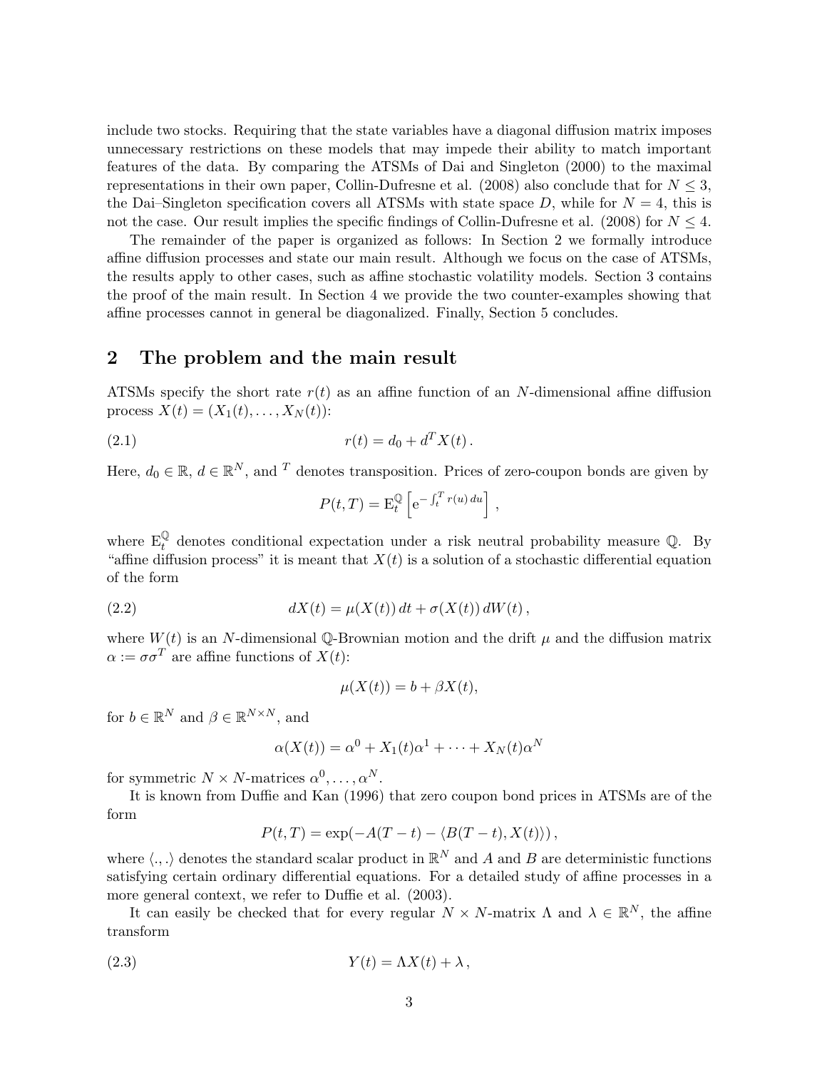include two stocks. Requiring that the state variables have a diagonal diffusion matrix imposes unnecessary restrictions on these models that may impede their ability to match important features of the data. By comparing the ATSMs of Dai and Singleton (2000) to the maximal representations in their own paper, Collin-Dufresne et al. (2008) also conclude that for $N \leq 3$, the Dai–Singleton specification covers all ATSMs with state space $D$, while for $N = 4$, this is not the case. Our result implies the specific findings of Collin-Dufresne et al. (2008) for $N \leq 4$.

The remainder of the paper is organized as follows: In Section 2 we formally introduce affine diffusion processes and state our main result. Although we focus on the case of ATSMs, the results apply to other cases, such as affine stochastic volatility models. Section 3 contains the proof of the main result. In Section 4 we provide the two counter-examples showing that affine processes cannot in general be diagonalized. Finally, Section 5 concludes.

## 2 The problem and the main result

ATSMs specify the short rate $r(t)$ as an affine function of an $N$-dimensional affine diffusion process $X(t) = (X_1(t), \ldots, X_N(t))$:

$$r(t) = d_0 + d^T X(t) \,. \tag{2.1}$$

Here, $d_0 \in \mathbb{R}$, $d \in \mathbb{R}^N$, and $^T$ denotes transposition. Prices of zero-coupon bonds are given by

$$P(t,T) = \mathrm{E}_t^{\mathbb{Q}} \left[ \mathrm{e}^{-\int_t^T r(u)\, du} \right] ,$$

where $\mathrm{E}_t^{\mathbb{Q}}$ denotes conditional expectation under a risk neutral probability measure $\mathbb{Q}$. By "affine diffusion process" it is meant that $X(t)$ is a solution of a stochastic differential equation of the form

$$dX(t) = \mu(X(t))\, dt + \sigma(X(t))\, dW(t) \,, \tag{2.2}$$

where $W(t)$ is an $N$-dimensional $\mathbb{Q}$-Brownian motion and the drift $\mu$ and the diffusion matrix $\alpha := \sigma\sigma^T$ are affine functions of $X(t)$:

$$\mu(X(t)) = b + \beta X(t),$$

for $b \in \mathbb{R}^N$ and $\beta \in \mathbb{R}^{N \times N}$, and

$$\alpha(X(t)) = \alpha^0 + X_1(t)\alpha^1 + \cdots + X_N(t)\alpha^N$$

for symmetric $N \times N$-matrices $\alpha^0, \ldots, \alpha^N$.

It is known from Duffie and Kan (1996) that zero coupon bond prices in ATSMs are of the form

$$P(t,T) = \exp(-A(T-t) - \langle B(T-t), X(t) \rangle) \,,$$

where $\langle .,. \rangle$ denotes the standard scalar product in $\mathbb{R}^N$ and $A$ and $B$ are deterministic functions satisfying certain ordinary differential equations. For a detailed study of affine processes in a more general context, we refer to Duffie et al. (2003).

It can easily be checked that for every regular $N \times N$-matrix $\Lambda$ and $\lambda \in \mathbb{R}^N$, the affine transform

$$Y(t) = \Lambda X(t) + \lambda \,, \tag{2.3}$$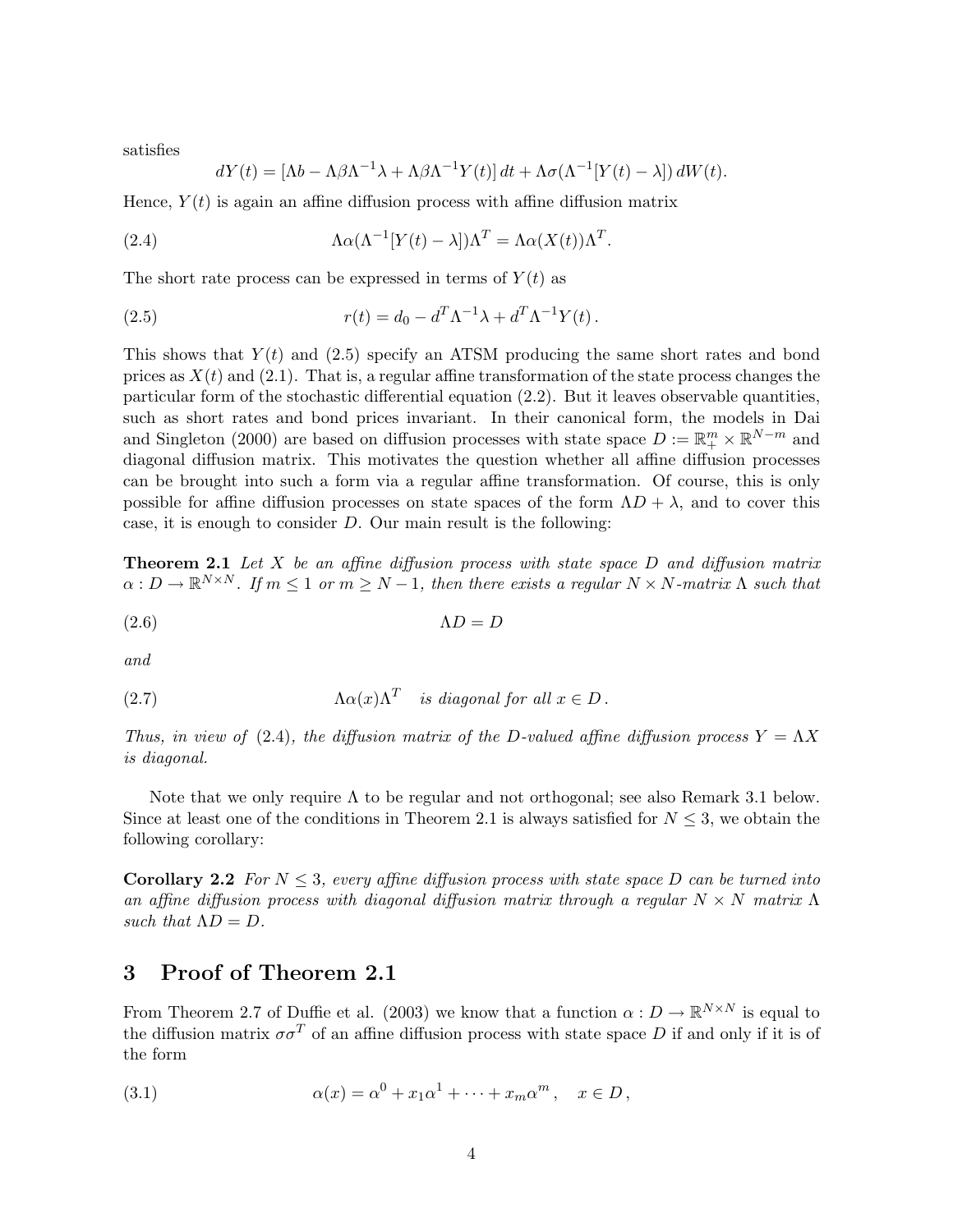satisfies

$$dY(t) = [\Lambda b - \Lambda\beta\Lambda^{-1}\lambda + \Lambda\beta\Lambda^{-1}Y(t)]\,dt + \Lambda\sigma(\Lambda^{-1}[Y(t)-\lambda])\,dW(t).$$

Hence, $Y(t)$ is again an affine diffusion process with affine diffusion matrix

$$\Lambda\alpha(\Lambda^{-1}[Y(t)-\lambda])\Lambda^T = \Lambda\alpha(X(t))\Lambda^T. \tag{2.4}$$

The short rate process can be expressed in terms of $Y(t)$ as

$$r(t) = d_0 - d^T\Lambda^{-1}\lambda + d^T\Lambda^{-1}Y(t)\,. \tag{2.5}$$

This shows that $Y(t)$ and (2.5) specify an ATSM producing the same short rates and bond prices as $X(t)$ and (2.1). That is, a regular affine transformation of the state process changes the particular form of the stochastic differential equation (2.2). But it leaves observable quantities, such as short rates and bond prices invariant. In their canonical form, the models in Dai and Singleton (2000) are based on diffusion processes with state space $D := \mathbb{R}^m_+ \times \mathbb{R}^{N-m}$ and diagonal diffusion matrix. This motivates the question whether all affine diffusion processes can be brought into such a form via a regular affine transformation. Of course, this is only possible for affine diffusion processes on state spaces of the form $\Lambda D + \lambda$, and to cover this case, it is enough to consider $D$. Our main result is the following:

**Theorem 2.1** *Let $X$ be an affine diffusion process with state space $D$ and diffusion matrix $\alpha : D \to \mathbb{R}^{N\times N}$. If $m \leq 1$ or $m \geq N-1$, then there exists a regular $N \times N$-matrix $\Lambda$ such that*

$$\Lambda D = D \tag{2.6}$$

*and*

$$\Lambda\alpha(x)\Lambda^T \quad \text{is diagonal for all } x \in D\,. \tag{2.7}$$

*Thus, in view of (2.4), the diffusion matrix of the $D$-valued affine diffusion process $Y = \Lambda X$ is diagonal.*

Note that we only require $\Lambda$ to be regular and not orthogonal; see also Remark 3.1 below. Since at least one of the conditions in Theorem 2.1 is always satisfied for $N \leq 3$, we obtain the following corollary:

**Corollary 2.2** *For $N \leq 3$, every affine diffusion process with state space $D$ can be turned into an affine diffusion process with diagonal diffusion matrix through a regular $N \times N$ matrix $\Lambda$ such that $\Lambda D = D$.*

## 3 Proof of Theorem 2.1

From Theorem 2.7 of Duffie et al. (2003) we know that a function $\alpha : D \to \mathbb{R}^{N\times N}$ is equal to the diffusion matrix $\sigma\sigma^T$ of an affine diffusion process with state space $D$ if and only if it is of the form

$$\alpha(x) = \alpha^0 + x_1\alpha^1 + \cdots + x_m\alpha^m\,, \quad x \in D\,, \tag{3.1}$$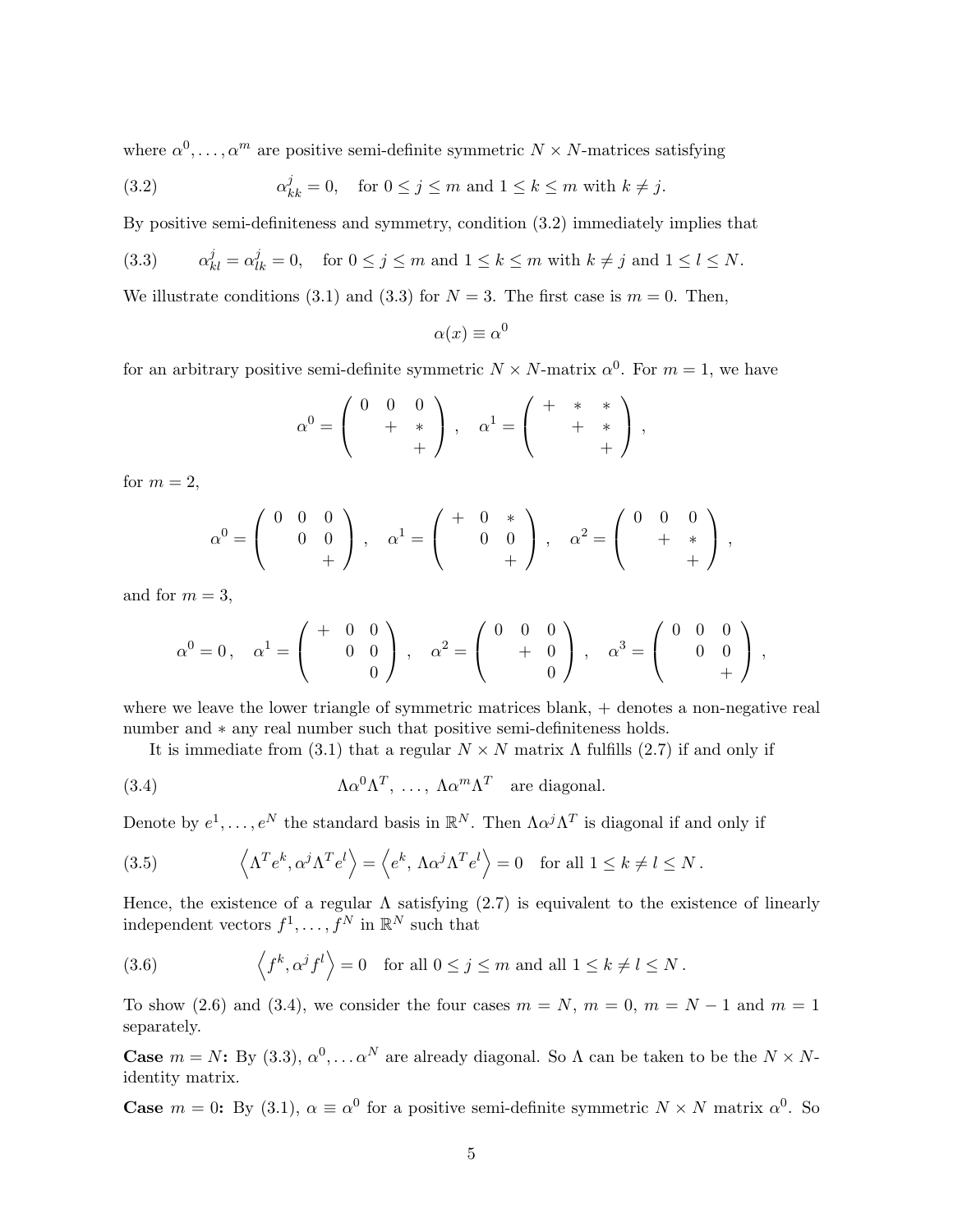where $\alpha^0, \ldots, \alpha^m$ are positive semi-definite symmetric $N \times N$-matrices satisfying

$$\alpha^j_{kk} = 0, \quad \text{for } 0 \le j \le m \text{ and } 1 \le k \le m \text{ with } k \ne j. \tag{3.2}$$

By positive semi-definiteness and symmetry, condition (3.2) immediately implies that

$$\alpha^j_{kl} = \alpha^j_{lk} = 0, \quad \text{for } 0 \le j \le m \text{ and } 1 \le k \le m \text{ with } k \ne j \text{ and } 1 \le l \le N. \tag{3.3}$$

We illustrate conditions (3.1) and (3.3) for $N = 3$. The first case is $m = 0$. Then,

$$\alpha(x) \equiv \alpha^0$$

for an arbitrary positive semi-definite symmetric $N \times N$-matrix $\alpha^0$. For $m = 1$, we have

$$\alpha^0 = \begin{pmatrix} 0 & 0 & 0 \\ & + & * \\ & & + \end{pmatrix}, \quad \alpha^1 = \begin{pmatrix} + & * & * \\ & + & * \\ & & + \end{pmatrix},$$

for $m = 2$,

$$\alpha^0 = \begin{pmatrix} 0 & 0 & 0 \\ & 0 & 0 \\ & & + \end{pmatrix}, \quad \alpha^1 = \begin{pmatrix} + & 0 & * \\ & 0 & 0 \\ & & + \end{pmatrix}, \quad \alpha^2 = \begin{pmatrix} 0 & 0 & 0 \\ & + & * \\ & & + \end{pmatrix},$$

and for $m = 3$,

$$\alpha^0 = 0\,, \quad \alpha^1 = \begin{pmatrix} + & 0 & 0 \\ & 0 & 0 \\ & & 0 \end{pmatrix}, \quad \alpha^2 = \begin{pmatrix} 0 & 0 & 0 \\ & + & 0 \\ & & 0 \end{pmatrix}, \quad \alpha^3 = \begin{pmatrix} 0 & 0 & 0 \\ & 0 & 0 \\ & & + \end{pmatrix},$$

where we leave the lower triangle of symmetric matrices blank, $+$ denotes a non-negative real number and $*$ any real number such that positive semi-definiteness holds.

It is immediate from (3.1) that a regular $N \times N$ matrix $\Lambda$ fulfills (2.7) if and only if

$$\Lambda\alpha^0\Lambda^T, \ \ldots, \ \Lambda\alpha^m\Lambda^T \quad \text{are diagonal.} \tag{3.4}$$

Denote by $e^1, \ldots, e^N$ the standard basis in $\mathbb{R}^N$. Then $\Lambda\alpha^j\Lambda^T$ is diagonal if and only if

$$\left\langle \Lambda^T e^k, \alpha^j \Lambda^T e^l \right\rangle = \left\langle e^k, \Lambda\alpha^j\Lambda^T e^l \right\rangle = 0 \quad \text{for all } 1 \le k \ne l \le N\,. \tag{3.5}$$

Hence, the existence of a regular $\Lambda$ satisfying (2.7) is equivalent to the existence of linearly independent vectors $f^1, \ldots, f^N$ in $\mathbb{R}^N$ such that

$$\left\langle f^k, \alpha^j f^l \right\rangle = 0 \quad \text{for all } 0 \le j \le m \text{ and all } 1 \le k \ne l \le N\,. \tag{3.6}$$

To show (2.6) and (3.4), we consider the four cases $m = N$, $m = 0$, $m = N - 1$ and $m = 1$ separately.

**Case $m = N$:** By (3.3), $\alpha^0, \ldots \alpha^N$ are already diagonal. So $\Lambda$ can be taken to be the $N \times N$-identity matrix.

**Case $m = 0$:** By (3.1), $\alpha \equiv \alpha^0$ for a positive semi-definite symmetric $N \times N$ matrix $\alpha^0$. So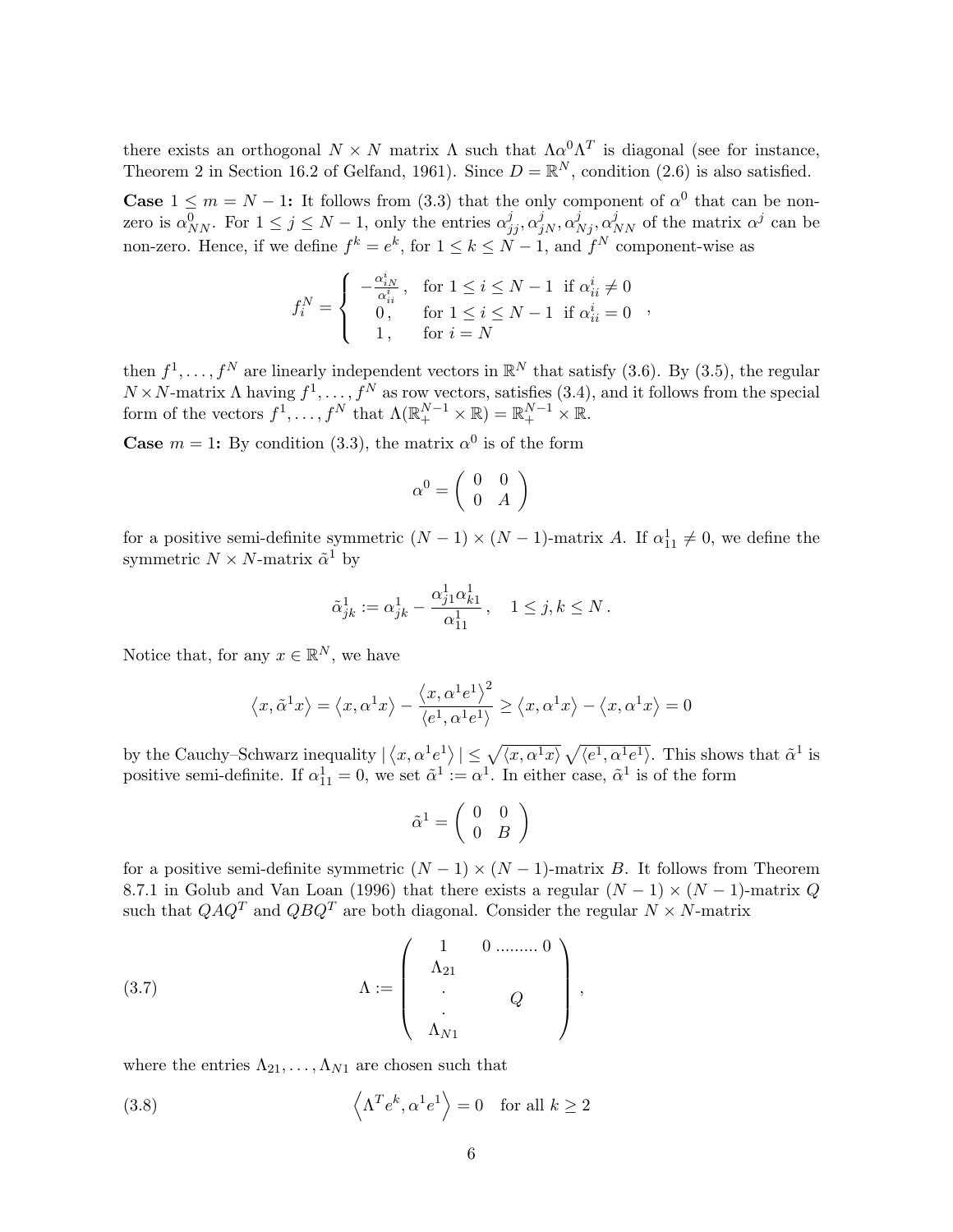there exists an orthogonal $N \times N$ matrix $\Lambda$ such that $\Lambda \alpha^0 \Lambda^T$ is diagonal (see for instance, Theorem 2 in Section 16.2 of Gelfand, 1961). Since $D = \mathbb{R}^N$, condition (2.6) is also satisfied.

**Case $1 \le m = N-1$:** It follows from (3.3) that the only component of $\alpha^0$ that can be non-zero is $\alpha^0_{NN}$. For $1 \le j \le N-1$, only the entries $\alpha^j_{jj}, \alpha^j_{jN}, \alpha^j_{Nj}, \alpha^j_{NN}$ of the matrix $\alpha^j$ can be non-zero. Hence, if we define $f^k = e^k$, for $1 \le k \le N-1$, and $f^N$ component-wise as

$$f^N_i = \begin{cases} -\frac{\alpha^i_{iN}}{\alpha^i_{ii}}, & \text{for } 1 \le i \le N-1 \text{ if } \alpha^i_{ii} \neq 0 \\ 0, & \text{for } 1 \le i \le N-1 \text{ if } \alpha^i_{ii} = 0 \\ 1, & \text{for } i = N \end{cases},$$

then $f^1, \dots, f^N$ are linearly independent vectors in $\mathbb{R}^N$ that satisfy (3.6). By (3.5), the regular $N \times N$-matrix $\Lambda$ having $f^1, \dots, f^N$ as row vectors, satisfies (3.4), and it follows from the special form of the vectors $f^1, \dots, f^N$ that $\Lambda(\mathbb{R}^{N-1}_+ \times \mathbb{R}) = \mathbb{R}^{N-1}_+ \times \mathbb{R}$.

**Case $m = 1$:** By condition (3.3), the matrix $\alpha^0$ is of the form

$$\alpha^0 = \begin{pmatrix} 0 & 0 \\ 0 & A \end{pmatrix}$$

for a positive semi-definite symmetric $(N-1) \times (N-1)$-matrix $A$. If $\alpha^1_{11} \neq 0$, we define the symmetric $N \times N$-matrix $\tilde{\alpha}^1$ by

$$\tilde{\alpha}^1_{jk} := \alpha^1_{jk} - \frac{\alpha^1_{j1} \alpha^1_{k1}}{\alpha^1_{11}}, \quad 1 \le j, k \le N.$$

Notice that, for any $x \in \mathbb{R}^N$, we have

$$\langle x, \tilde{\alpha}^1 x \rangle = \langle x, \alpha^1 x \rangle - \frac{\langle x, \alpha^1 e^1 \rangle^2}{\langle e^1, \alpha^1 e^1 \rangle} \ge \langle x, \alpha^1 x \rangle - \langle x, \alpha^1 x \rangle = 0$$

by the Cauchy–Schwarz inequality $| \langle x, \alpha^1 e^1 \rangle | \le \sqrt{\langle x, \alpha^1 x \rangle} \sqrt{\langle e^1, \alpha^1 e^1 \rangle}$. This shows that $\tilde{\alpha}^1$ is positive semi-definite. If $\alpha^1_{11} = 0$, we set $\tilde{\alpha}^1 := \alpha^1$. In either case, $\tilde{\alpha}^1$ is of the form

$$\tilde{\alpha}^1 = \begin{pmatrix} 0 & 0 \\ 0 & B \end{pmatrix}$$

for a positive semi-definite symmetric $(N-1) \times (N-1)$-matrix $B$. It follows from Theorem 8.7.1 in Golub and Van Loan (1996) that there exists a regular $(N-1) \times (N-1)$-matrix $Q$ such that $QAQ^T$ and $QBQ^T$ are both diagonal. Consider the regular $N \times N$-matrix

$$\Lambda := \begin{pmatrix} 1 & 0 \cdots\cdots 0 \\ \Lambda_{21} & \\ \vdots & Q \\ \Lambda_{N1} & \end{pmatrix}, \tag{3.7}$$

where the entries $\Lambda_{21}, \dots, \Lambda_{N1}$ are chosen such that

$$\left\langle \Lambda^T e^k, \alpha^1 e^1 \right\rangle = 0 \quad \text{for all } k \ge 2 \tag{3.8}$$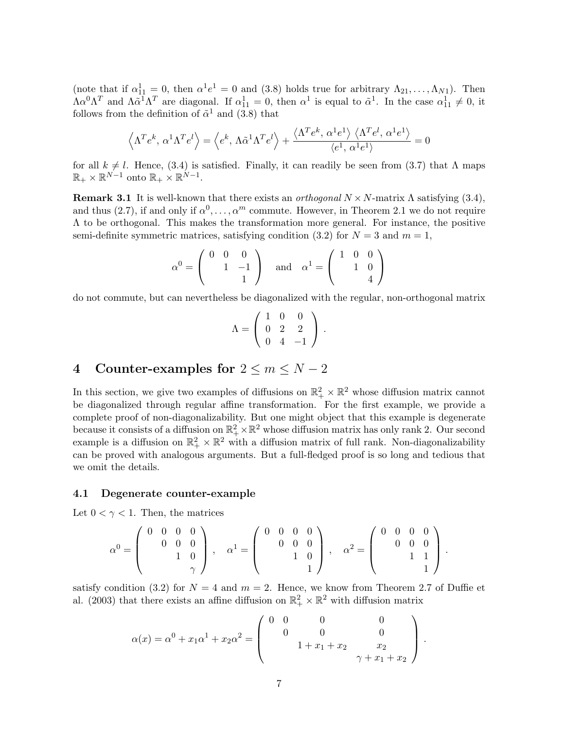(note that if $\alpha^1_{11} = 0$, then $\alpha^1 e^1 = 0$ and (3.8) holds true for arbitrary $\Lambda_{21}, \dots, \Lambda_{N1}$). Then $\Lambda \alpha^0 \Lambda^T$ and $\Lambda \tilde{\alpha}^1 \Lambda^T$ are diagonal. If $\alpha^1_{11} = 0$, then $\alpha^1$ is equal to $\tilde{\alpha}^1$. In the case $\alpha^1_{11} \neq 0$, it follows from the definition of $\tilde{\alpha}^1$ and (3.8) that

$$\left\langle \Lambda^T e^k,\, \alpha^1 \Lambda^T e^l \right\rangle = \left\langle e^k,\, \Lambda \tilde{\alpha}^1 \Lambda^T e^l \right\rangle + \frac{\left\langle \Lambda^T e^k,\, \alpha^1 e^1 \right\rangle \left\langle \Lambda^T e^l,\, \alpha^1 e^1 \right\rangle}{\left\langle e^1,\, \alpha^1 e^1 \right\rangle} = 0$$

for all $k \neq l$. Hence, (3.4) is satisfied. Finally, it can readily be seen from (3.7) that $\Lambda$ maps $\mathbb{R}_+ \times \mathbb{R}^{N-1}$ onto $\mathbb{R}_+ \times \mathbb{R}^{N-1}$.

**Remark 3.1** It is well-known that there exists an *orthogonal* $N \times N$-matrix $\Lambda$ satisfying (3.4), and thus (2.7), if and only if $\alpha^0, \dots, \alpha^m$ commute. However, in Theorem 2.1 we do not require $\Lambda$ to be orthogonal. This makes the transformation more general. For instance, the positive semi-definite symmetric matrices, satisfying condition (3.2) for $N = 3$ and $m = 1$,

$$\alpha^0 = \begin{pmatrix} 0 & 0 & 0 \\ & 1 & -1 \\ & & 1 \end{pmatrix} \quad \text{and} \quad \alpha^1 = \begin{pmatrix} 1 & 0 & 0 \\ & 1 & 0 \\ & & 4 \end{pmatrix}$$

do not commute, but can nevertheless be diagonalized with the regular, non-orthogonal matrix

$$\Lambda = \begin{pmatrix} 1 & 0 & 0 \\ 0 & 2 & 2 \\ 0 & 4 & -1 \end{pmatrix}.$$

# 4 Counter-examples for $2 \leq m \leq N - 2$

In this section, we give two examples of diffusions on $\mathbb{R}^2_+ \times \mathbb{R}^2$ whose diffusion matrix cannot be diagonalized through regular affine transformation. For the first example, we provide a complete proof of non-diagonalizability. But one might object that this example is degenerate because it consists of a diffusion on $\mathbb{R}^2_+ \times \mathbb{R}^2$ whose diffusion matrix has only rank 2. Our second example is a diffusion on $\mathbb{R}^2_+ \times \mathbb{R}^2$ with a diffusion matrix of full rank. Non-diagonalizability can be proved with analogous arguments. But a full-fledged proof is so long and tedious that we omit the details.

## 4.1 Degenerate counter-example

Let $0 < \gamma < 1$. Then, the matrices

$$\alpha^0 = \begin{pmatrix} 0 & 0 & 0 & 0 \\ & 0 & 0 & 0 \\ & & 1 & 0 \\ & & & \gamma \end{pmatrix}, \quad \alpha^1 = \begin{pmatrix} 0 & 0 & 0 & 0 \\ & 0 & 0 & 0 \\ & & 1 & 0 \\ & & & 1 \end{pmatrix}, \quad \alpha^2 = \begin{pmatrix} 0 & 0 & 0 & 0 \\ & 0 & 0 & 0 \\ & & 1 & 1 \\ & & & 1 \end{pmatrix}.$$

satisfy condition (3.2) for $N = 4$ and $m = 2$. Hence, we know from Theorem 2.7 of Duffie et al. (2003) that there exists an affine diffusion on $\mathbb{R}^2_+ \times \mathbb{R}^2$ with diffusion matrix

$$\alpha(x) = \alpha^0 + x_1 \alpha^1 + x_2 \alpha^2 = \begin{pmatrix} 0 & 0 & 0 & 0 \\ & 0 & 0 & 0 \\ & & 1 + x_1 + x_2 & x_2 \\ & & & \gamma + x_1 + x_2 \end{pmatrix}.$$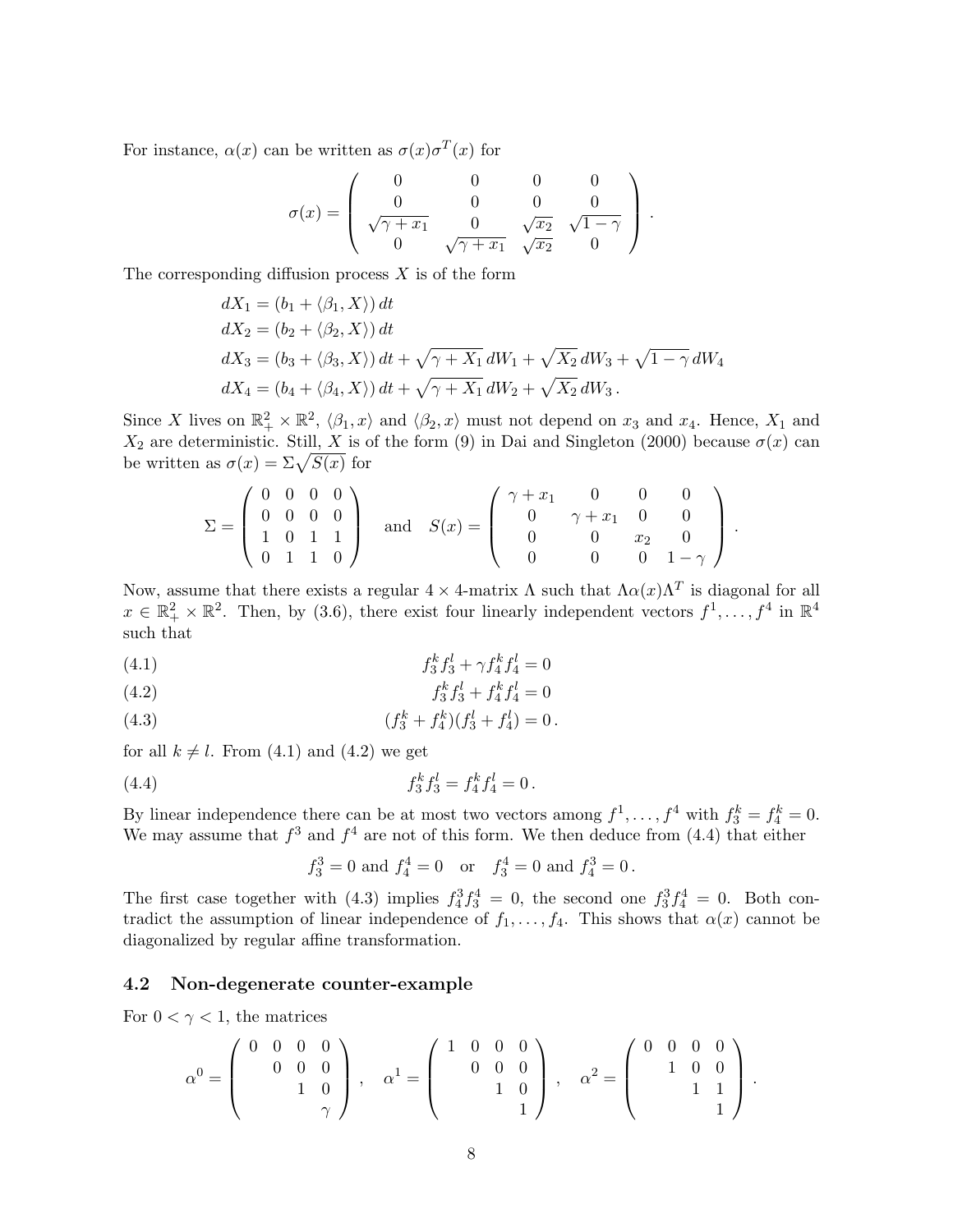For instance, $\alpha(x)$ can be written as $\sigma(x)\sigma^T(x)$ for

$$
\sigma(x) = \begin{pmatrix} 0 & 0 & 0 & 0 \\ 0 & 0 & 0 & 0 \\ \sqrt{\gamma + x_1} & 0 & \sqrt{x_2} & \sqrt{1-\gamma} \\ 0 & \sqrt{\gamma + x_1} & \sqrt{x_2} & 0 \end{pmatrix}.
$$

The corresponding diffusion process $X$ is of the form

$$
\begin{aligned}
dX_1 &= (b_1 + \langle \beta_1, X \rangle)\, dt \\
dX_2 &= (b_2 + \langle \beta_2, X \rangle)\, dt \\
dX_3 &= (b_3 + \langle \beta_3, X \rangle)\, dt + \sqrt{\gamma + X_1}\, dW_1 + \sqrt{X_2}\, dW_3 + \sqrt{1-\gamma}\, dW_4 \\
dX_4 &= (b_4 + \langle \beta_4, X \rangle)\, dt + \sqrt{\gamma + X_1}\, dW_2 + \sqrt{X_2}\, dW_3 .
\end{aligned}
$$

Since $X$ lives on $\mathbb{R}^2_+ \times \mathbb{R}^2$, $\langle \beta_1, x \rangle$ and $\langle \beta_2, x \rangle$ must not depend on $x_3$ and $x_4$. Hence, $X_1$ and $X_2$ are deterministic. Still, $X$ is of the form (9) in Dai and Singleton (2000) because $\sigma(x)$ can be written as $\sigma(x) = \Sigma \sqrt{S(x)}$ for

$$
\Sigma = \begin{pmatrix} 0 & 0 & 0 & 0 \\ 0 & 0 & 0 & 0 \\ 1 & 0 & 1 & 1 \\ 0 & 1 & 1 & 0 \end{pmatrix} \quad \text{and} \quad S(x) = \begin{pmatrix} \gamma + x_1 & 0 & 0 & 0 \\ 0 & \gamma + x_1 & 0 & 0 \\ 0 & 0 & x_2 & 0 \\ 0 & 0 & 0 & 1-\gamma \end{pmatrix}.
$$

Now, assume that there exists a regular $4 \times 4$-matrix $\Lambda$ such that $\Lambda \alpha(x) \Lambda^T$ is diagonal for all $x \in \mathbb{R}^2_+ \times \mathbb{R}^2$. Then, by (3.6), there exist four linearly independent vectors $f^1, \dots, f^4$ in $\mathbb{R}^4$ such that

$$
f_3^k f_3^l + \gamma f_4^k f_4^l = 0 \tag{4.1}
$$

$$
f_3^k f_3^l + f_4^k f_4^l = 0 \tag{4.2}
$$

$$
(f_3^k + f_4^k)(f_3^l + f_4^l) = 0 . \tag{4.3}
$$

for all $k \neq l$. From (4.1) and (4.2) we get

$$
f_3^k f_3^l = f_4^k f_4^l = 0 . \tag{4.4}
$$

By linear independence there can be at most two vectors among $f^1, \dots, f^4$ with $f_3^k = f_4^k = 0$. We may assume that $f^3$ and $f^4$ are not of this form. We then deduce from (4.4) that either

$$
f_3^3 = 0 \text{ and } f_4^4 = 0 \quad \text{or} \quad f_3^4 = 0 \text{ and } f_4^3 = 0 .
$$

The first case together with (4.3) implies $f_4^3 f_3^4 = 0$, the second one $f_3^3 f_4^4 = 0$. Both contradict the assumption of linear independence of $f_1, \dots, f_4$. This shows that $\alpha(x)$ cannot be diagonalized by regular affine transformation.

### 4.2 Non-degenerate counter-example

For $0 < \gamma < 1$, the matrices

$$
\alpha^0 = \begin{pmatrix} 0 & 0 & 0 & 0 \\ & 0 & 0 & 0 \\ & & 1 & 0 \\ & & & \gamma \end{pmatrix}, \quad \alpha^1 = \begin{pmatrix} 1 & 0 & 0 & 0 \\ & 0 & 0 & 0 \\ & & 1 & 0 \\ & & & 1 \end{pmatrix}, \quad \alpha^2 = \begin{pmatrix} 0 & 0 & 0 & 0 \\ & 1 & 0 & 0 \\ & & 1 & 1 \\ & & & 1 \end{pmatrix}.
$$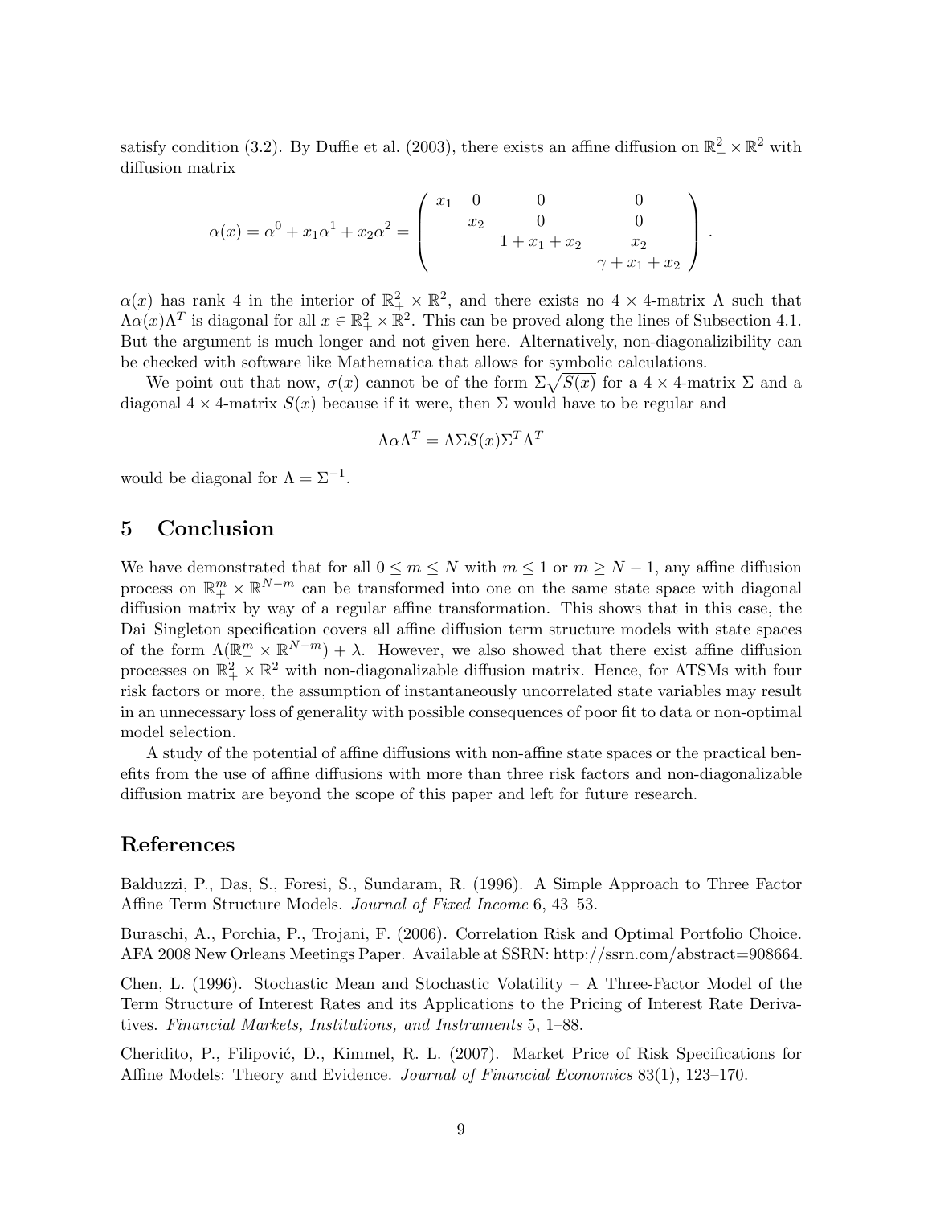satisfy condition (3.2). By Duffie et al. (2003), there exists an affine diffusion on $\mathbb{R}^2_+ \times \mathbb{R}^2$ with diffusion matrix

$$
\alpha(x) = \alpha^0 + x_1\alpha^1 + x_2\alpha^2 = \begin{pmatrix} x_1 & 0 & 0 & 0 \\ & x_2 & 0 & 0 \\ & & 1 + x_1 + x_2 & x_2 \\ & & & \gamma + x_1 + x_2 \end{pmatrix}.
$$

$\alpha(x)$ has rank 4 in the interior of $\mathbb{R}^2_+ \times \mathbb{R}^2$, and there exists no $4 \times 4$-matrix $\Lambda$ such that $\Lambda\alpha(x)\Lambda^T$ is diagonal for all $x \in \mathbb{R}^2_+ \times \mathbb{R}^2$. This can be proved along the lines of Subsection 4.1. But the argument is much longer and not given here. Alternatively, non-diagonalizibility can be checked with software like Mathematica that allows for symbolic calculations.

We point out that now, $\sigma(x)$ cannot be of the form $\Sigma\sqrt{S(x)}$ for a $4 \times 4$-matrix $\Sigma$ and a diagonal $4 \times 4$-matrix $S(x)$ because if it were, then $\Sigma$ would have to be regular and

$$
\Lambda\alpha\Lambda^T = \Lambda\Sigma S(x)\Sigma^T\Lambda^T
$$

would be diagonal for $\Lambda = \Sigma^{-1}$.

## 5 Conclusion

We have demonstrated that for all $0 \leq m \leq N$ with $m \leq 1$ or $m \geq N - 1$, any affine diffusion process on $\mathbb{R}^m_+ \times \mathbb{R}^{N-m}$ can be transformed into one on the same state space with diagonal diffusion matrix by way of a regular affine transformation. This shows that in this case, the Dai–Singleton specification covers all affine diffusion term structure models with state spaces of the form $\Lambda(\mathbb{R}^m_+ \times \mathbb{R}^{N-m}) + \lambda$. However, we also showed that there exist affine diffusion processes on $\mathbb{R}^2_+ \times \mathbb{R}^2$ with non-diagonalizable diffusion matrix. Hence, for ATSMs with four risk factors or more, the assumption of instantaneously uncorrelated state variables may result in an unnecessary loss of generality with possible consequences of poor fit to data or non-optimal model selection.

A study of the potential of affine diffusions with non-affine state spaces or the practical benefits from the use of affine diffusions with more than three risk factors and non-diagonalizable diffusion matrix are beyond the scope of this paper and left for future research.

## References

Balduzzi, P., Das, S., Foresi, S., Sundaram, R. (1996). A Simple Approach to Three Factor Affine Term Structure Models. *Journal of Fixed Income* 6, 43–53.

Buraschi, A., Porchia, P., Trojani, F. (2006). Correlation Risk and Optimal Portfolio Choice. AFA 2008 New Orleans Meetings Paper. Available at SSRN: http://ssrn.com/abstract=908664.

Chen, L. (1996). Stochastic Mean and Stochastic Volatility – A Three-Factor Model of the Term Structure of Interest Rates and its Applications to the Pricing of Interest Rate Derivatives. *Financial Markets, Institutions, and Instruments* 5, 1–88.

Cheridito, P., Filipović, D., Kimmel, R. L. (2007). Market Price of Risk Specifications for Affine Models: Theory and Evidence. *Journal of Financial Economics* 83(1), 123–170.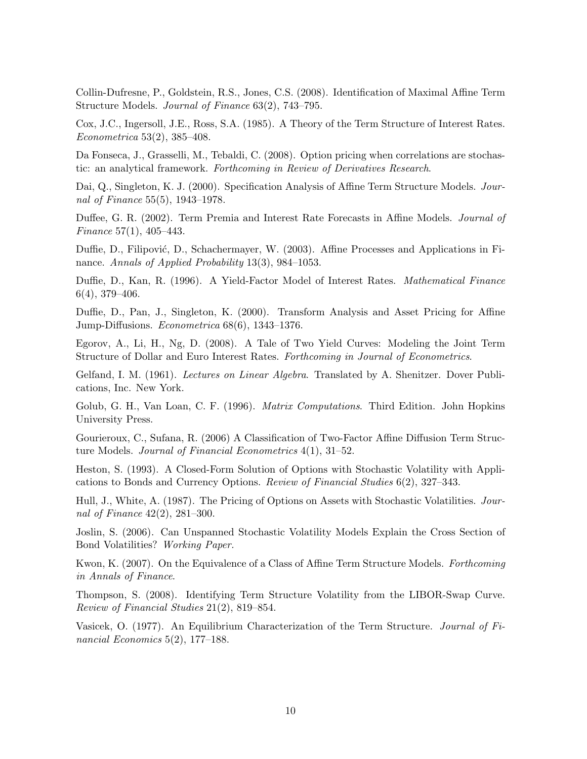Collin-Dufresne, P., Goldstein, R.S., Jones, C.S. (2008). Identification of Maximal Affine Term Structure Models. *Journal of Finance* 63(2), 743–795.

Cox, J.C., Ingersoll, J.E., Ross, S.A. (1985). A Theory of the Term Structure of Interest Rates. *Econometrica* 53(2), 385–408.

Da Fonseca, J., Grasselli, M., Tebaldi, C. (2008). Option pricing when correlations are stochastic: an analytical framework. *Forthcoming in Review of Derivatives Research*.

Dai, Q., Singleton, K. J. (2000). Specification Analysis of Affine Term Structure Models. *Journal of Finance* 55(5), 1943–1978.

Duffee, G. R. (2002). Term Premia and Interest Rate Forecasts in Affine Models. *Journal of Finance* 57(1), 405–443.

Duffie, D., Filipović, D., Schachermayer, W. (2003). Affine Processes and Applications in Finance. *Annals of Applied Probability* 13(3), 984–1053.

Duffie, D., Kan, R. (1996). A Yield-Factor Model of Interest Rates. *Mathematical Finance* 6(4), 379–406.

Duffie, D., Pan, J., Singleton, K. (2000). Transform Analysis and Asset Pricing for Affine Jump-Diffusions. *Econometrica* 68(6), 1343–1376.

Egorov, A., Li, H., Ng, D. (2008). A Tale of Two Yield Curves: Modeling the Joint Term Structure of Dollar and Euro Interest Rates. *Forthcoming in Journal of Econometrics*.

Gelfand, I. M. (1961). *Lectures on Linear Algebra*. Translated by A. Shenitzer. Dover Publications, Inc. New York.

Golub, G. H., Van Loan, C. F. (1996). *Matrix Computations*. Third Edition. John Hopkins University Press.

Gourieroux, C., Sufana, R. (2006) A Classification of Two-Factor Affine Diffusion Term Structure Models. *Journal of Financial Econometrics* 4(1), 31–52.

Heston, S. (1993). A Closed-Form Solution of Options with Stochastic Volatility with Applications to Bonds and Currency Options. *Review of Financial Studies* 6(2), 327–343.

Hull, J., White, A. (1987). The Pricing of Options on Assets with Stochastic Volatilities. *Journal of Finance* 42(2), 281–300.

Joslin, S. (2006). Can Unspanned Stochastic Volatility Models Explain the Cross Section of Bond Volatilities? *Working Paper*.

Kwon, K. (2007). On the Equivalence of a Class of Affine Term Structure Models. *Forthcoming in Annals of Finance*.

Thompson, S. (2008). Identifying Term Structure Volatility from the LIBOR-Swap Curve. *Review of Financial Studies* 21(2), 819–854.

Vasicek, O. (1977). An Equilibrium Characterization of the Term Structure. *Journal of Financial Economics* 5(2), 177–188.